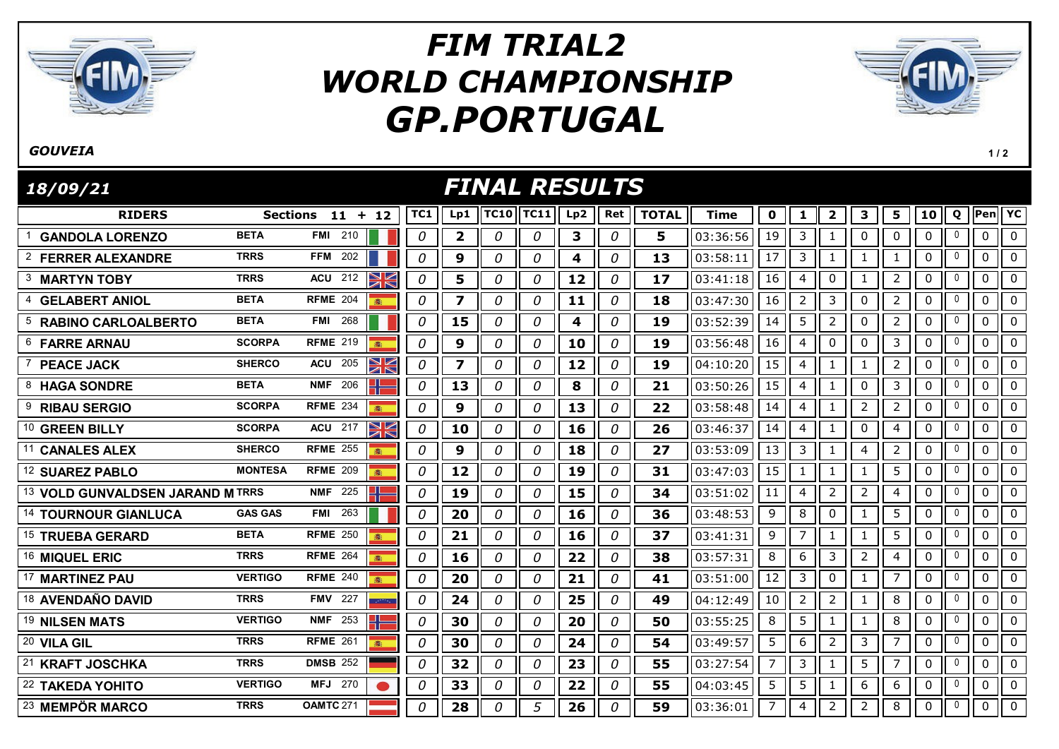# FIM TRIAL2 WORLD CHAMPIONSHIP GP.PORTUGAL

*GOUVEIA*

*18/09/21*

## FINAL RESULTS

| RIDERS | | Sections 11 + 12 | | TC1 | Lp1 | TC10 | TC11 | Lp2 | Ret | TOTAL | Time | 0 | 1 | 2 | 3 | 5 | 10 | Q | Pen | YC |
|---|---|---|---|---|---|---|---|---|---|---|---|---|---|---|---|---|---|---|---|---|
| 1 | GANDOLA LORENZO | BETA | FMI 210 | 0 | 2 | 0 | 0 | 3 | 0 | 5 | 03:36:56 | 19 | 3 | 1 | 0 | 0 | 0 | 0 | 0 | 0 |
| 2 | FERRER ALEXANDRE | TRRS | FFM 202 | 0 | 9 | 0 | 0 | 4 | 0 | 13 | 03:58:11 | 17 | 3 | 1 | 1 | 1 | 0 | 0 | 0 | 0 |
| 3 | MARTYN TOBY | TRRS | ACU 212 | 0 | 5 | 0 | 0 | 12 | 0 | 17 | 03:41:18 | 16 | 4 | 0 | 1 | 2 | 0 | 0 | 0 | 0 |
| 4 | GELABERT ANIOL | BETA | RFME 204 | 0 | 7 | 0 | 0 | 11 | 0 | 18 | 03:47:30 | 16 | 2 | 3 | 0 | 2 | 0 | 0 | 0 | 0 |
| 5 | RABINO CARLOALBERTO | BETA | FMI 268 | 0 | 15 | 0 | 0 | 4 | 0 | 19 | 03:52:39 | 14 | 5 | 2 | 0 | 2 | 0 | 0 | 0 | 0 |
| 6 | FARRE ARNAU | SCORPA | RFME 219 | 0 | 9 | 0 | 0 | 10 | 0 | 19 | 03:56:48 | 16 | 4 | 0 | 0 | 3 | 0 | 0 | 0 | 0 |
| 7 | PEACE JACK | SHERCO | ACU 205 | 0 | 7 | 0 | 0 | 12 | 0 | 19 | 04:10:20 | 15 | 4 | 1 | 1 | 2 | 0 | 0 | 0 | 0 |
| 8 | HAGA SONDRE | BETA | NMF 206 | 0 | 13 | 0 | 0 | 8 | 0 | 21 | 03:50:26 | 15 | 4 | 1 | 0 | 3 | 0 | 0 | 0 | 0 |
| 9 | RIBAU SERGIO | SCORPA | RFME 234 | 0 | 9 | 0 | 0 | 13 | 0 | 22 | 03:58:48 | 14 | 4 | 1 | 2 | 2 | 0 | 0 | 0 | 0 |
| 10 | GREEN BILLY | SCORPA | ACU 217 | 0 | 10 | 0 | 0 | 16 | 0 | 26 | 03:46:37 | 14 | 4 | 1 | 0 | 4 | 0 | 0 | 0 | 0 |
| 11 | CANALES ALEX | SHERCO | RFME 255 | 0 | 9 | 0 | 0 | 18 | 0 | 27 | 03:53:09 | 13 | 3 | 1 | 4 | 2 | 0 | 0 | 0 | 0 |
| 12 | SUAREZ PABLO | MONTESA | RFME 209 | 0 | 12 | 0 | 0 | 19 | 0 | 31 | 03:47:03 | 15 | 1 | 1 | 1 | 5 | 0 | 0 | 0 | 0 |
| 13 | VOLD GUNVALDSEN JARAND M | TRRS | NMF 225 | 0 | 19 | 0 | 0 | 15 | 0 | 34 | 03:51:02 | 11 | 4 | 2 | 2 | 4 | 0 | 0 | 0 | 0 |
| 14 | TOURNOUR GIANLUCA | GAS GAS | FMI 263 | 0 | 20 | 0 | 0 | 16 | 0 | 36 | 03:48:53 | 9 | 8 | 0 | 1 | 5 | 0 | 0 | 0 | 0 |
| 15 | TRUEBA GERARD | BETA | RFME 250 | 0 | 21 | 0 | 0 | 16 | 0 | 37 | 03:41:31 | 9 | 7 | 1 | 1 | 5 | 0 | 0 | 0 | 0 |
| 16 | MIQUEL ERIC | TRRS | RFME 264 | 0 | 16 | 0 | 0 | 22 | 0 | 38 | 03:57:31 | 8 | 6 | 3 | 2 | 4 | 0 | 0 | 0 | 0 |
| 17 | MARTINEZ PAU | VERTIGO | RFME 240 | 0 | 20 | 0 | 0 | 21 | 0 | 41 | 03:51:00 | 12 | 3 | 0 | 1 | 7 | 0 | 0 | 0 | 0 |
| 18 | AVENDAÑO DAVID | TRRS | FMV 227 | 0 | 24 | 0 | 0 | 25 | 0 | 49 | 04:12:49 | 10 | 2 | 2 | 1 | 8 | 0 | 0 | 0 | 0 |
| 19 | NILSEN MATS | VERTIGO | NMF 253 | 0 | 30 | 0 | 0 | 20 | 0 | 50 | 03:55:25 | 8 | 5 | 1 | 1 | 8 | 0 | 0 | 0 | 0 |
| 20 | VILA GIL | TRRS | RFME 261 | 0 | 30 | 0 | 0 | 24 | 0 | 54 | 03:49:57 | 5 | 6 | 2 | 3 | 7 | 0 | 0 | 0 | 0 |
| 21 | KRAFT JOSCHKA | TRRS | DMSB 252 | 0 | 32 | 0 | 0 | 23 | 0 | 55 | 03:27:54 | 7 | 3 | 1 | 5 | 7 | 0 | 0 | 0 | 0 |
| 22 | TAKEDA YOHITO | VERTIGO | MFJ 270 | 0 | 33 | 0 | 0 | 22 | 0 | 55 | 04:03:45 | 5 | 5 | 1 | 6 | 6 | 0 | 0 | 0 | 0 |
| 23 | MEMPÖR MARCO | TRRS | OAMTC 271 | 0 | 28 | 0 | 5 | 26 | 0 | 59 | 03:36:01 | 7 | 4 | 2 | 2 | 8 | 0 | 0 | 0 | 0 |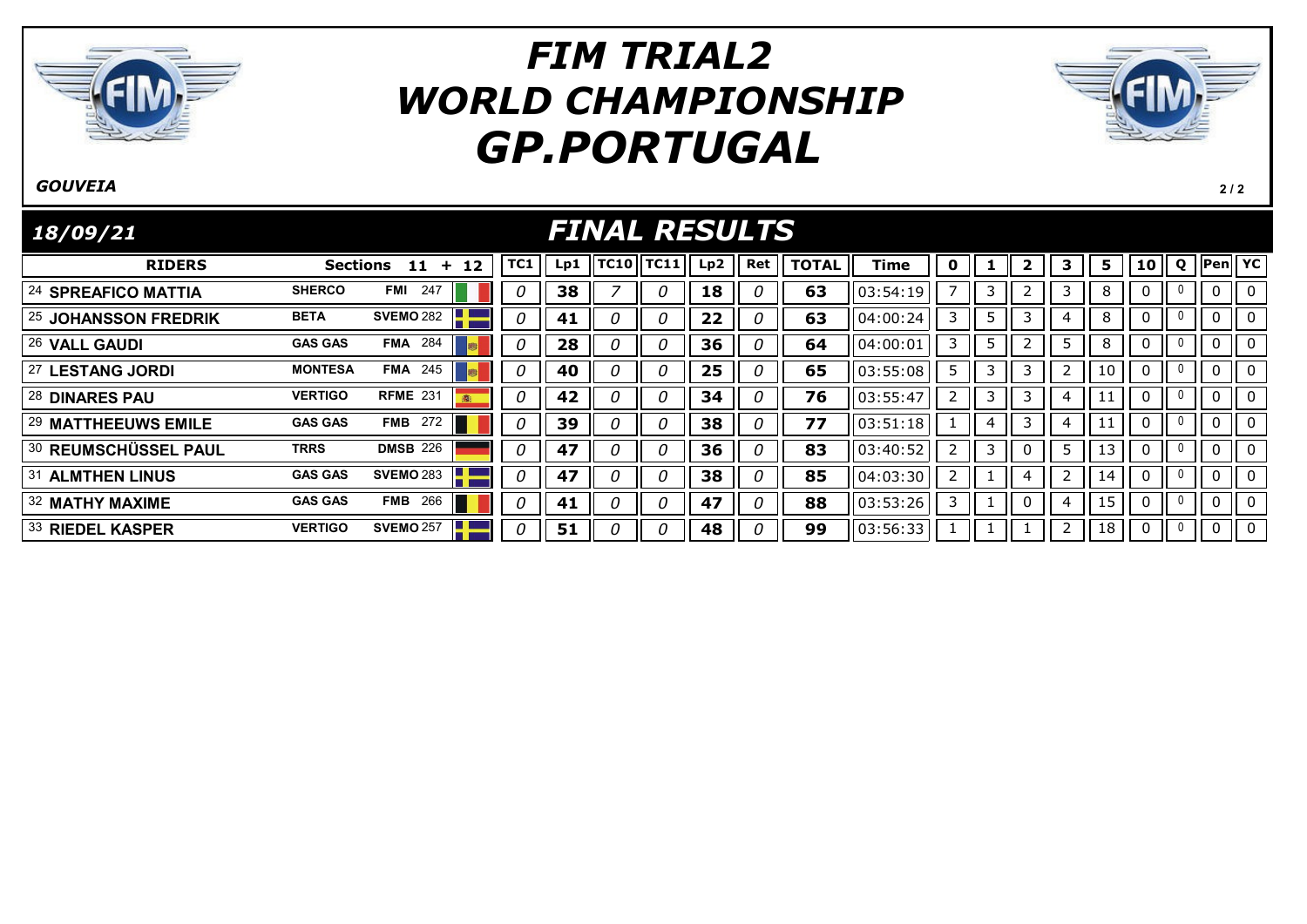# FIM TRIAL2 WORLD CHAMPIONSHIP GP.PORTUGAL

*GOUVEIA*

*18/09/21*

## FINAL RESULTS

| RIDERS | Sections 11 + 12 | | | TC1 | Lp1 | TC10 | TC11 | Lp2 | Ret | TOTAL | Time | 0 | 1 | 2 | 3 | 5 | 10 | Q | Pen | YC |
|---|---|---|---|---|---|---|---|---|---|---|---|---|---|---|---|---|---|---|---|---|
| 24 SPREAFICO MATTIA | SHERCO | FMI 247 | | 0 | 38 | 7 | 0 | 18 | 0 | 63 | 03:54:19 | 7 | 3 | 2 | 3 | 8 | 0 | 0 | 0 | 0 |
| 25 JOHANSSON FREDRIK | BETA | SVEMO 282 | | 0 | 41 | 0 | 0 | 22 | 0 | 63 | 04:00:24 | 3 | 5 | 3 | 4 | 8 | 0 | 0 | 0 | 0 |
| 26 VALL GAUDI | GAS GAS | FMA 284 | | 0 | 28 | 0 | 0 | 36 | 0 | 64 | 04:00:01 | 3 | 5 | 2 | 5 | 8 | 0 | 0 | 0 | 0 |
| 27 LESTANG JORDI | MONTESA | FMA 245 | | 0 | 40 | 0 | 0 | 25 | 0 | 65 | 03:55:08 | 5 | 3 | 3 | 2 | 10 | 0 | 0 | 0 | 0 |
| 28 DINARES PAU | VERTIGO | RFME 231 | | 0 | 42 | 0 | 0 | 34 | 0 | 76 | 03:55:47 | 2 | 3 | 3 | 4 | 11 | 0 | 0 | 0 | 0 |
| 29 MATTHEEUWS EMILE | GAS GAS | FMB 272 | | 0 | 39 | 0 | 0 | 38 | 0 | 77 | 03:51:18 | 1 | 4 | 3 | 4 | 11 | 0 | 0 | 0 | 0 |
| 30 REUMSCHÜSSEL PAUL | TRRS | DMSB 226 | | 0 | 47 | 0 | 0 | 36 | 0 | 83 | 03:40:52 | 2 | 3 | 0 | 5 | 13 | 0 | 0 | 0 | 0 |
| 31 ALMTHEN LINUS | GAS GAS | SVEMO 283 | | 0 | 47 | 0 | 0 | 38 | 0 | 85 | 04:03:30 | 2 | 1 | 4 | 2 | 14 | 0 | 0 | 0 | 0 |
| 32 MATHY MAXIME | GAS GAS | FMB 266 | | 0 | 41 | 0 | 0 | 47 | 0 | 88 | 03:53:26 | 3 | 1 | 0 | 4 | 15 | 0 | 0 | 0 | 0 |
| 33 RIEDEL KASPER | VERTIGO | SVEMO 257 | | 0 | 51 | 0 | 0 | 48 | 0 | 99 | 03:56:33 | 1 | 1 | 1 | 2 | 18 | 0 | 0 | 0 | 0 |